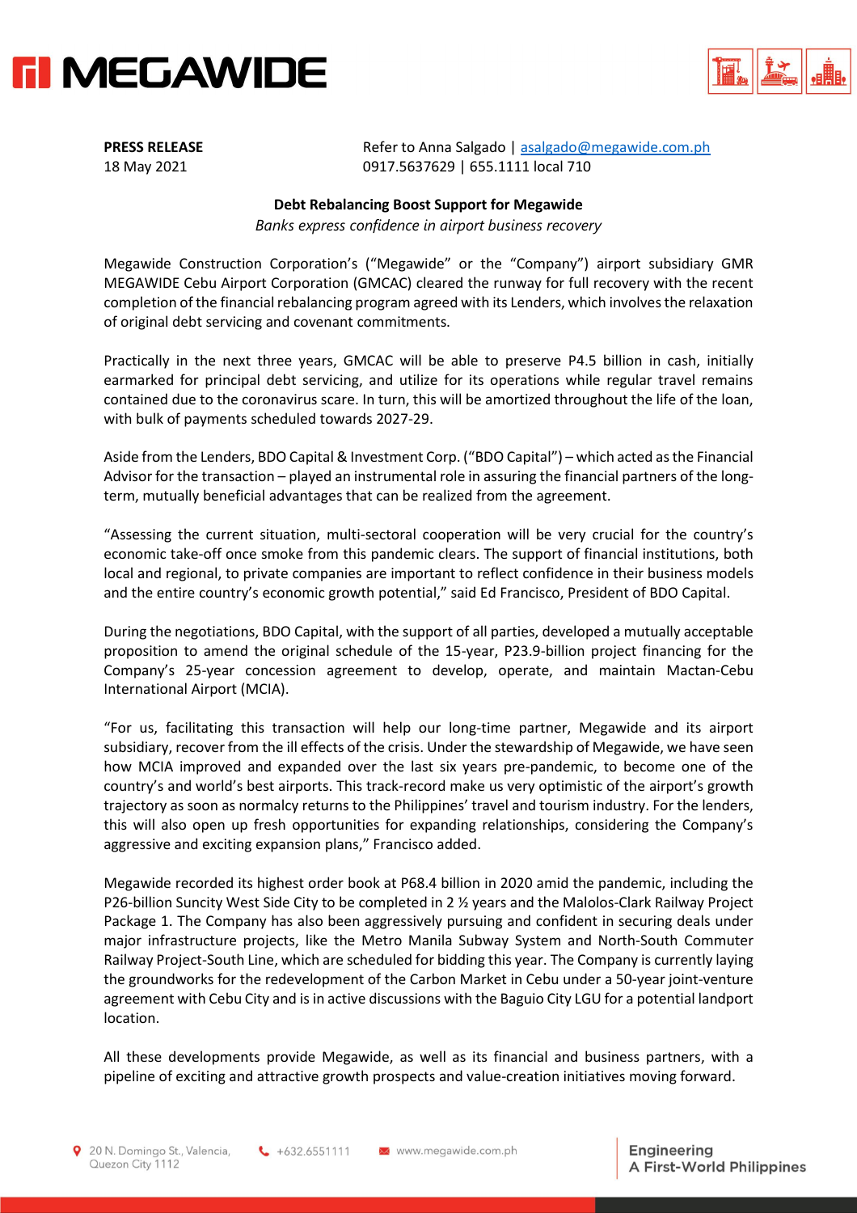**PRESS RELEASE**
18 May 2021

Refer to Anna Salgado | asalgado@megawide.com.ph
0917.5637629 | 655.1111 local 710

**Debt Rebalancing Boost Support for Megawide**

*Banks express confidence in airport business recovery*

Megawide Construction Corporation's ("Megawide" or the "Company") airport subsidiary GMR MEGAWIDE Cebu Airport Corporation (GMCAC) cleared the runway for full recovery with the recent completion of the financial rebalancing program agreed with its Lenders, which involves the relaxation of original debt servicing and covenant commitments.

Practically in the next three years, GMCAC will be able to preserve P4.5 billion in cash, initially earmarked for principal debt servicing, and utilize for its operations while regular travel remains contained due to the coronavirus scare. In turn, this will be amortized throughout the life of the loan, with bulk of payments scheduled towards 2027-29.

Aside from the Lenders, BDO Capital & Investment Corp. ("BDO Capital") – which acted as the Financial Advisor for the transaction – played an instrumental role in assuring the financial partners of the long-term, mutually beneficial advantages that can be realized from the agreement.

"Assessing the current situation, multi-sectoral cooperation will be very crucial for the country's economic take-off once smoke from this pandemic clears. The support of financial institutions, both local and regional, to private companies are important to reflect confidence in their business models and the entire country's economic growth potential," said Ed Francisco, President of BDO Capital.

During the negotiations, BDO Capital, with the support of all parties, developed a mutually acceptable proposition to amend the original schedule of the 15-year, P23.9-billion project financing for the Company's 25-year concession agreement to develop, operate, and maintain Mactan-Cebu International Airport (MCIA).

"For us, facilitating this transaction will help our long-time partner, Megawide and its airport subsidiary, recover from the ill effects of the crisis. Under the stewardship of Megawide, we have seen how MCIA improved and expanded over the last six years pre-pandemic, to become one of the country's and world's best airports. This track-record make us very optimistic of the airport's growth trajectory as soon as normalcy returns to the Philippines' travel and tourism industry. For the lenders, this will also open up fresh opportunities for expanding relationships, considering the Company's aggressive and exciting expansion plans," Francisco added.

Megawide recorded its highest order book at P68.4 billion in 2020 amid the pandemic, including the P26-billion Suncity West Side City to be completed in 2 ½ years and the Malolos-Clark Railway Project Package 1. The Company has also been aggressively pursuing and confident in securing deals under major infrastructure projects, like the Metro Manila Subway System and North-South Commuter Railway Project-South Line, which are scheduled for bidding this year. The Company is currently laying the groundworks for the redevelopment of the Carbon Market in Cebu under a 50-year joint-venture agreement with Cebu City and is in active discussions with the Baguio City LGU for a potential landport location.

All these developments provide Megawide, as well as its financial and business partners, with a pipeline of exciting and attractive growth prospects and value-creation initiatives moving forward.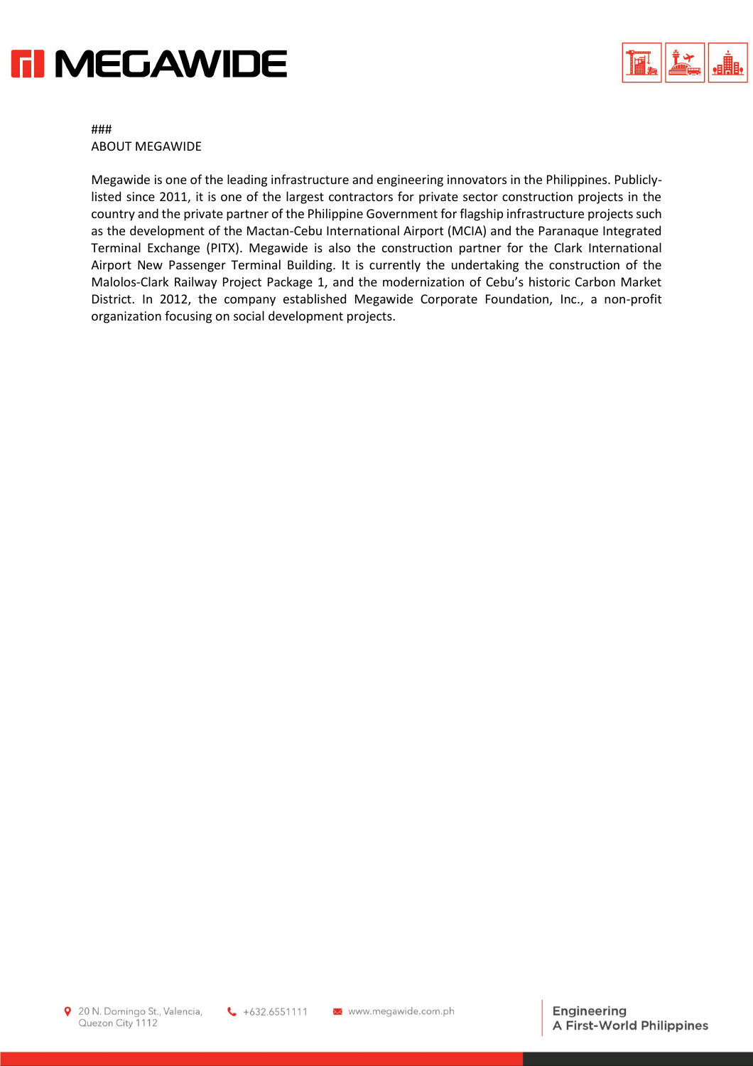###

ABOUT MEGAWIDE

Megawide is one of the leading infrastructure and engineering innovators in the Philippines. Publicly-listed since 2011, it is one of the largest contractors for private sector construction projects in the country and the private partner of the Philippine Government for flagship infrastructure projects such as the development of the Mactan-Cebu International Airport (MCIA) and the Paranaque Integrated Terminal Exchange (PITX). Megawide is also the construction partner for the Clark International Airport New Passenger Terminal Building. It is currently the undertaking the construction of the Malolos-Clark Railway Project Package 1, and the modernization of Cebu's historic Carbon Market District. In 2012, the company established Megawide Corporate Foundation, Inc., a non-profit organization focusing on social development projects.